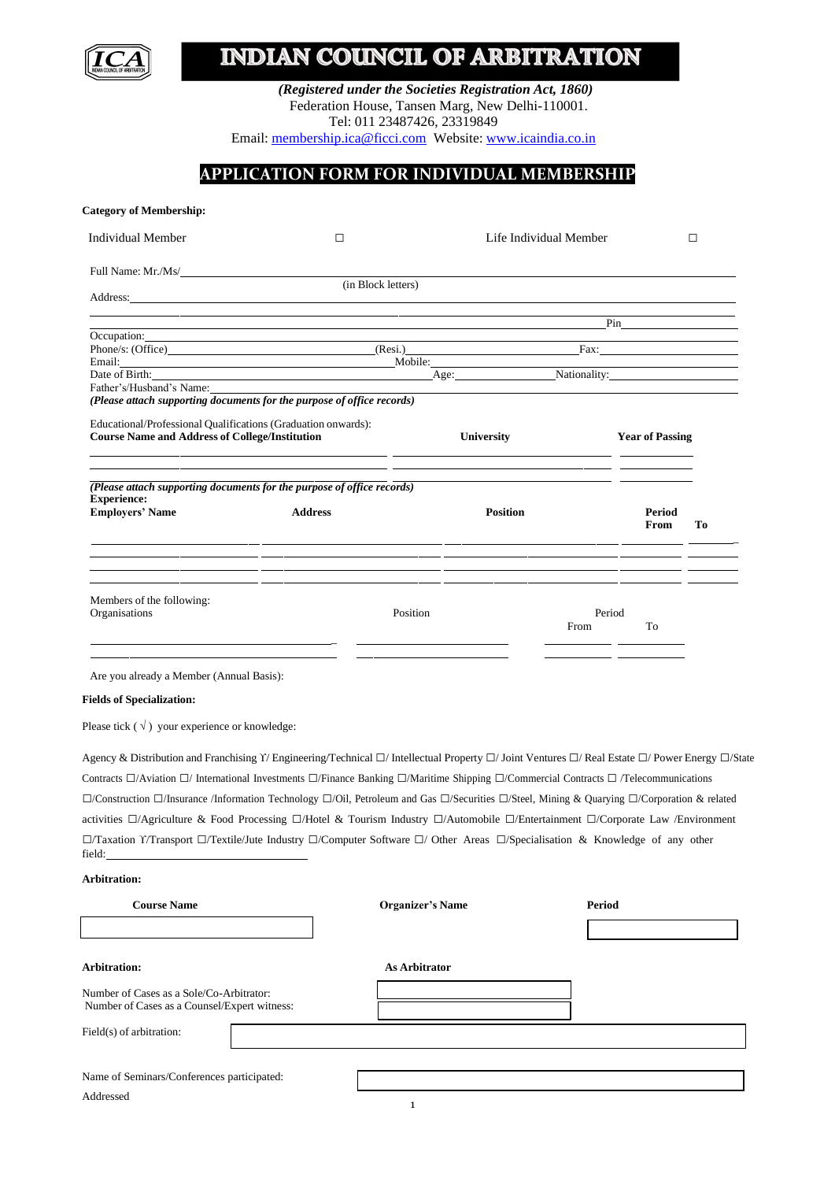# INDIAN COUNCIL OF ARBITRATION

***(Registered under the Societies Registration Act, 1860)***

Federation House, Tansen Marg, New Delhi-110001.

Tel: 011 23487426, 23319849

Email: membership.ica@ficci.com Website: www.icaindia.co.in

## APPLICATION FORM FOR INDIVIDUAL MEMBERSHIP

**Category of Membership:**

Individual Member ☐ Life Individual Member ☐

Full Name: Mr./Ms/______________________________________________
(in Block letters)

Address:______________________________________________

______________________________________________ Pin__________

Occupation:______________________________________________

Phone/s: (Office)______________ (Resi.)______________ Fax:______________

Email:______________ Mobile:______________

Date of Birth:______________ Age:______________ Nationality:______________

Father's/Husband's Name:______________________________________________

***(Please attach supporting documents for the purpose of office records)***

Educational/Professional Qualifications (Graduation onwards):

| Course Name and Address of College/Institution | University | Year of Passing |
| --- | --- | --- |
| | | |
| | | |

***(Please attach supporting documents for the purpose of office records)***

**Experience:**

| Employers' Name | Address | Position | Period From | To |
| --- | --- | --- | --- | --- |
| | | | | |
| | | | | |
| | | | | |

Members of the following:

| Organisations | Position | Period From | To |
| --- | --- | --- | --- |
| | | | |
| | | | |

Are you already a Member (Annual Basis):

**Fields of Specialization:**

Please tick ( √ ) your experience or knowledge:

Agency & Distribution and Franchising ☐/ Engineering/Technical ☐/ Intellectual Property ☐/ Joint Ventures ☐/ Real Estate ☐/ Power Energy ☐/State Contracts ☐/Aviation ☐/ International Investments ☐/Finance Banking ☐/Maritime Shipping ☐/Commercial Contracts ☐ /Telecommunications ☐/Construction ☐/Insurance /Information Technology ☐/Oil, Petroleum and Gas ☐/Securities ☐/Steel, Mining & Quarying ☐/Corporation & related activities ☐/Agriculture & Food Processing ☐/Hotel & Tourism Industry ☐/Automobile ☐/Entertainment ☐/Corporate Law /Environment ☐/Taxation ☐/Transport ☐/Textile/Jute Industry ☐/Computer Software ☐/ Other Areas ☐/Specialisation & Knowledge of any other field:______________

**Arbitration:**

| Course Name | Organizer's Name | Period |
| --- | --- | --- |
| | | |

**Arbitration:** **As Arbitrator**

Number of Cases as a Sole/Co-Arbitrator: ______________

Number of Cases as a Counsel/Expert witness: ______________

Field(s) of arbitration: ______________

Name of Seminars/Conferences participated: ______________

Addressed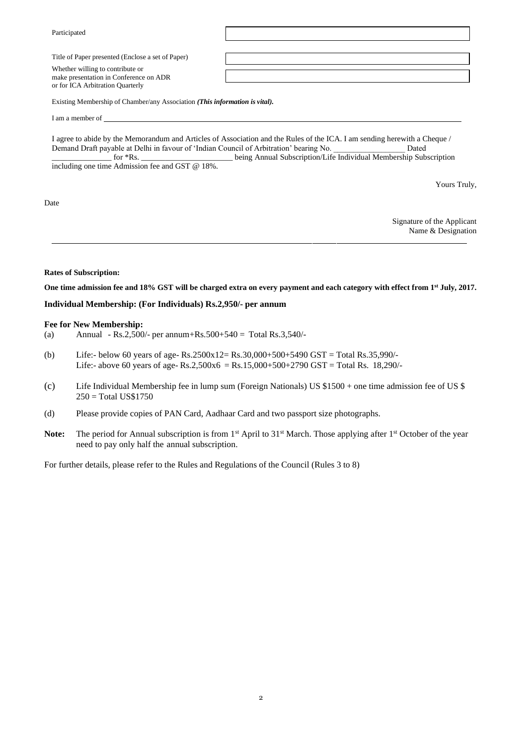Participated

Title of Paper presented (Enclose a set of Paper)

Whether willing to contribute or make presentation in Conference on ADR or for ICA Arbitration Quarterly

Existing Membership of Chamber/any Association ***(This information is vital).***

I am a member of ______________________________________________________________

I agree to abide by the Memorandum and Articles of Association and the Rules of the ICA. I am sending herewith a Cheque / Demand Draft payable at Delhi in favour of 'Indian Council of Arbitration' bearing No. __________________ Dated _______________ for *Rs. _______________________ being Annual Subscription/Life Individual Membership Subscription including one time Admission fee and GST @ 18%.

Yours Truly,

Date

Signature of the Applicant
Name & Designation

---

**Rates of Subscription:**

**One time admission fee and 18% GST will be charged extra on every payment and each category with effect from 1st July, 2017.**

**Individual Membership: (For Individuals) Rs.2,950/- per annum**

**Fee for New Membership:**

(a) Annual - Rs.2,500/- per annum+Rs.500+540 = Total Rs.3,540/-

(b) Life:- below 60 years of age- Rs.2500x12= Rs.30,000+500+5490 GST = Total Rs.35,990/-
Life:- above 60 years of age- Rs.2,500x6 = Rs.15,000+500+2790 GST = Total Rs. 18,290/-

(c) Life Individual Membership fee in lump sum (Foreign Nationals) US $1500 + one time admission fee of US $ 250 = Total US$1750

(d) Please provide copies of PAN Card, Aadhaar Card and two passport size photographs.

**Note:** The period for Annual subscription is from 1st April to 31st March. Those applying after 1st October of the year need to pay only half the annual subscription.

For further details, please refer to the Rules and Regulations of the Council (Rules 3 to 8)